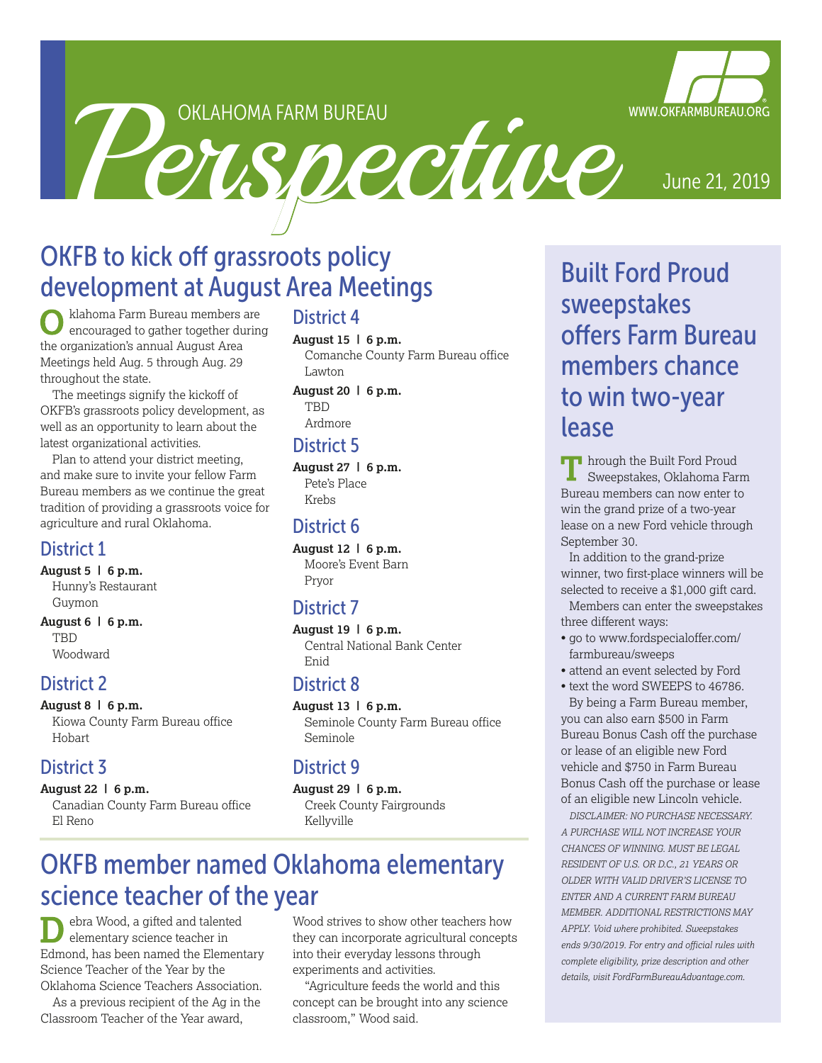# OKLAHOMA FARM BUREAU *Perspective*

WWW.OKFARMBUREAU.ORG

June 21, 2019

## OKFB to kick off grassroots policy development at August Area Meetings

Oklahoma Farm Bureau members are encouraged to gather together during the organization's annual August Area Meetings held Aug. 5 through Aug. 29 throughout the state.

The meetings signify the kickoff of OKFB's grassroots policy development, as well as an opportunity to learn about the latest organizational activities.

Plan to attend your district meeting, and make sure to invite your fellow Farm Bureau members as we continue the great tradition of providing a grassroots voice for agriculture and rural Oklahoma.

### District 1

**August 5 | 6 p.m.**
Hunny's Restaurant
Guymon

**August 6 | 6 p.m.**
TBD
Woodward

### District 2

**August 8 | 6 p.m.**
Kiowa County Farm Bureau office
Hobart

### District 3

**August 22 | 6 p.m.**
Canadian County Farm Bureau office
El Reno

### District 4

**August 15 | 6 p.m.**
Comanche County Farm Bureau office
Lawton

**August 20 | 6 p.m.**
TBD
Ardmore

### District 5

**August 27 | 6 p.m.**
Pete's Place
Krebs

### District 6

**August 12 | 6 p.m.**
Moore's Event Barn
Pryor

### District 7

**August 19 | 6 p.m.**
Central National Bank Center
Enid

### District 8

**August 13 | 6 p.m.**
Seminole County Farm Bureau office
Seminole

### District 9

**August 29 | 6 p.m.**
Creek County Fairgrounds
Kellyville

## OKFB member named Oklahoma elementary science teacher of the year

Debra Wood, a gifted and talented elementary science teacher in Edmond, has been named the Elementary Science Teacher of the Year by the Oklahoma Science Teachers Association.

As a previous recipient of the Ag in the Classroom Teacher of the Year award, Wood strives to show other teachers how they can incorporate agricultural concepts into their everyday lessons through experiments and activities.

"Agriculture feeds the world and this concept can be brought into any science classroom," Wood said.

## Built Ford Proud sweepstakes offers Farm Bureau members chance to win two-year lease

Through the Built Ford Proud Sweepstakes, Oklahoma Farm Bureau members can now enter to win the grand prize of a two-year lease on a new Ford vehicle through September 30.

In addition to the grand-prize winner, two first-place winners will be selected to receive a $1,000 gift card.

Members can enter the sweepstakes three different ways:

- go to www.fordspecialoffer.com/farmbureau/sweeps
- attend an event selected by Ford
- text the word SWEEPS to 46786.

By being a Farm Bureau member, you can also earn $500 in Farm Bureau Bonus Cash off the purchase or lease of an eligible new Ford vehicle and $750 in Farm Bureau Bonus Cash off the purchase or lease of an eligible new Lincoln vehicle.

*DISCLAIMER: NO PURCHASE NECESSARY. A PURCHASE WILL NOT INCREASE YOUR CHANCES OF WINNING. MUST BE LEGAL RESIDENT OF U.S. OR D.C., 21 YEARS OR OLDER WITH VALID DRIVER'S LICENSE TO ENTER AND A CURRENT FARM BUREAU MEMBER. ADDITIONAL RESTRICTIONS MAY APPLY. Void where prohibited. Sweepstakes ends 9/30/2019. For entry and official rules with complete eligibility, prize description and other details, visit FordFarmBureauAdvantage.com.*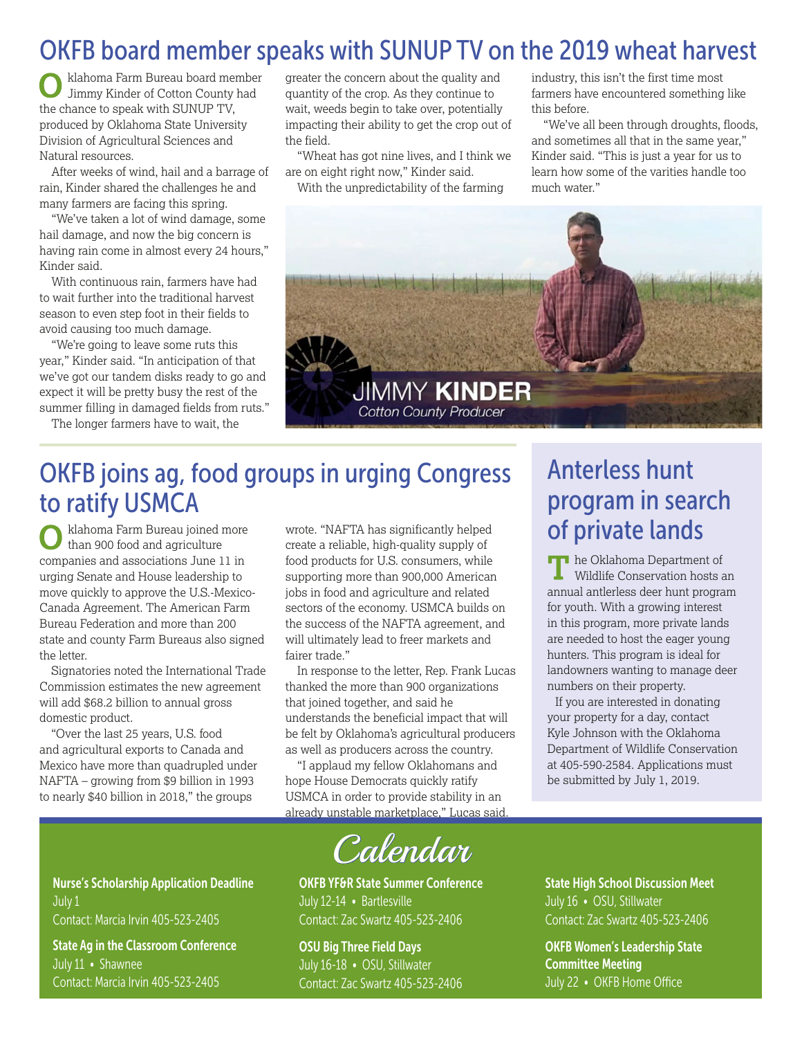## OKFB board member speaks with SUNUP TV on the 2019 wheat harvest

Oklahoma Farm Bureau board member Jimmy Kinder of Cotton County had the chance to speak with SUNUP TV, produced by Oklahoma State University Division of Agricultural Sciences and Natural resources.

After weeks of wind, hail and a barrage of rain, Kinder shared the challenges he and many farmers are facing this spring.

"We've taken a lot of wind damage, some hail damage, and now the big concern is having rain come in almost every 24 hours," Kinder said.

With continuous rain, farmers have had to wait further into the traditional harvest season to even step foot in their fields to avoid causing too much damage.

"We're going to leave some ruts this year," Kinder said. "In anticipation of that we've got our tandem disks ready to go and expect it will be pretty busy the rest of the summer filling in damaged fields from ruts."

The longer farmers have to wait, the greater the concern about the quality and quantity of the crop. As they continue to wait, weeds begin to take over, potentially impacting their ability to get the crop out of the field.

"Wheat has got nine lives, and I think we are on eight right now," Kinder said.

With the unpredictability of the farming industry, this isn't the first time most farmers have encountered something like this before.

"We've all been through droughts, floods, and sometimes all that in the same year," Kinder said. "This is just a year for us to learn how some of the varities handle too much water."

JIMMY **KINDER**
*Cotton County Producer*

## OKFB joins ag, food groups in urging Congress to ratify USMCA

Oklahoma Farm Bureau joined more than 900 food and agriculture companies and associations June 11 in urging Senate and House leadership to move quickly to approve the U.S.-Mexico-Canada Agreement. The American Farm Bureau Federation and more than 200 state and county Farm Bureaus also signed the letter.

Signatories noted the International Trade Commission estimates the new agreement will add $68.2 billion to annual gross domestic product.

"Over the last 25 years, U.S. food and agricultural exports to Canada and Mexico have more than quadrupled under NAFTA – growing from $9 billion in 1993 to nearly $40 billion in 2018," the groups wrote. "NAFTA has significantly helped create a reliable, high-quality supply of food products for U.S. consumers, while supporting more than 900,000 American jobs in food and agriculture and related sectors of the economy. USMCA builds on the success of the NAFTA agreement, and will ultimately lead to freer markets and fairer trade."

In response to the letter, Rep. Frank Lucas thanked the more than 900 organizations that joined together, and said he understands the beneficial impact that will be felt by Oklahoma's agricultural producers as well as producers across the country.

"I applaud my fellow Oklahomans and hope House Democrats quickly ratify USMCA in order to provide stability in an already unstable marketplace," Lucas said.

## Anterless hunt program in search of private lands

The Oklahoma Department of Wildlife Conservation hosts an annual antlerless deer hunt program for youth. With a growing interest in this program, more private lands are needed to host the eager young hunters. This program is ideal for landowners wanting to manage deer numbers on their property.

If you are interested in donating your property for a day, contact Kyle Johnson with the Oklahoma Department of Wildlife Conservation at 405-590-2584. Applications must be submitted by July 1, 2019.

## Calendar

**Nurse's Scholarship Application Deadline**
July 1
Contact: Marcia Irvin 405-523-2405

**State Ag in the Classroom Conference**
July 11 • Shawnee
Contact: Marcia Irvin 405-523-2405

**OKFB YF&R State Summer Conference**
July 12-14 • Bartlesville
Contact: Zac Swartz 405-523-2406

**OSU Big Three Field Days**
July 16-18 • OSU, Stillwater
Contact: Zac Swartz 405-523-2406

**State High School Discussion Meet**
July 16 • OSU, Stillwater
Contact: Zac Swartz 405-523-2406

**OKFB Women's Leadership State Committee Meeting**
July 22 • OKFB Home Office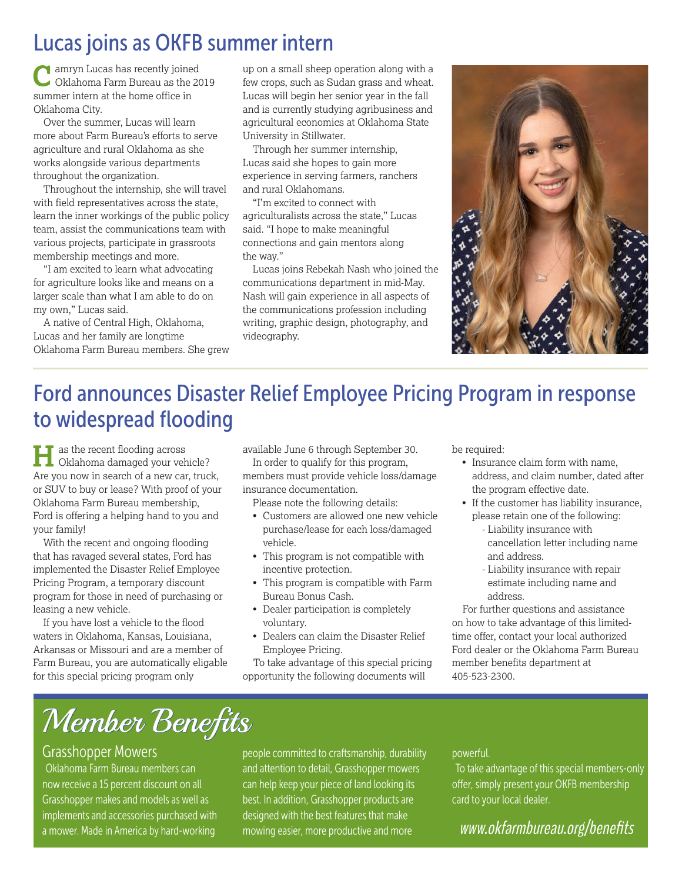## Lucas joins as OKFB summer intern

Camryn Lucas has recently joined Oklahoma Farm Bureau as the 2019 summer intern at the home office in Oklahoma City.

Over the summer, Lucas will learn more about Farm Bureau's efforts to serve agriculture and rural Oklahoma as she works alongside various departments throughout the organization.

Throughout the internship, she will travel with field representatives across the state, learn the inner workings of the public policy team, assist the communications team with various projects, participate in grassroots membership meetings and more.

"I am excited to learn what advocating for agriculture looks like and means on a larger scale than what I am able to do on my own," Lucas said.

A native of Central High, Oklahoma, Lucas and her family are longtime Oklahoma Farm Bureau members. She grew up on a small sheep operation along with a few crops, such as Sudan grass and wheat. Lucas will begin her senior year in the fall and is currently studying agribusiness and agricultural economics at Oklahoma State University in Stillwater.

Through her summer internship, Lucas said she hopes to gain more experience in serving farmers, ranchers and rural Oklahomans.

"I'm excited to connect with agriculturalists across the state," Lucas said. "I hope to make meaningful connections and gain mentors along the way."

Lucas joins Rebekah Nash who joined the communications department in mid-May. Nash will gain experience in all aspects of the communications profession including writing, graphic design, photography, and videography.

## Ford announces Disaster Relief Employee Pricing Program in response to widespread flooding

Has the recent flooding across Oklahoma damaged your vehicle? Are you now in search of a new car, truck, or SUV to buy or lease? With proof of your Oklahoma Farm Bureau membership, Ford is offering a helping hand to you and your family!

With the recent and ongoing flooding that has ravaged several states, Ford has implemented the Disaster Relief Employee Pricing Program, a temporary discount program for those in need of purchasing or leasing a new vehicle.

If you have lost a vehicle to the flood waters in Oklahoma, Kansas, Louisiana, Arkansas or Missouri and are a member of Farm Bureau, you are automatically eligable for this special pricing program only available June 6 through September 30.

In order to qualify for this program, members must provide vehicle loss/damage insurance documentation.

Please note the following details:

- Customers are allowed one new vehicle purchase/lease for each loss/damaged vehicle.
- This program is not compatible with incentive protection.
- This program is compatible with Farm Bureau Bonus Cash.
- Dealer participation is completely voluntary.
- Dealers can claim the Disaster Relief Employee Pricing.

To take advantage of this special pricing opportunity the following documents will be required:

- Insurance claim form with name, address, and claim number, dated after the program effective date.
- If the customer has liability insurance, please retain one of the following:
  - Liability insurance with cancellation letter including name and address.
  - Liability insurance with repair estimate including name and address.

For further questions and assistance on how to take advantage of this limited-time offer, contact your local authorized Ford dealer or the Oklahoma Farm Bureau member benefits department at 405-523-2300.

# Member Benefits

### Grasshopper Mowers

Oklahoma Farm Bureau members can now receive a 15 percent discount on all Grasshopper makes and models as well as implements and accessories purchased with a mower. Made in America by hard-working people committed to craftsmanship, durability and attention to detail, Grasshopper mowers can help keep your piece of land looking its best. In addition, Grasshopper products are designed with the best features that make mowing easier, more productive and more powerful.

To take advantage of this special members-only offer, simply present your OKFB membership card to your local dealer.

*www.okfarmbureau.org/benefits*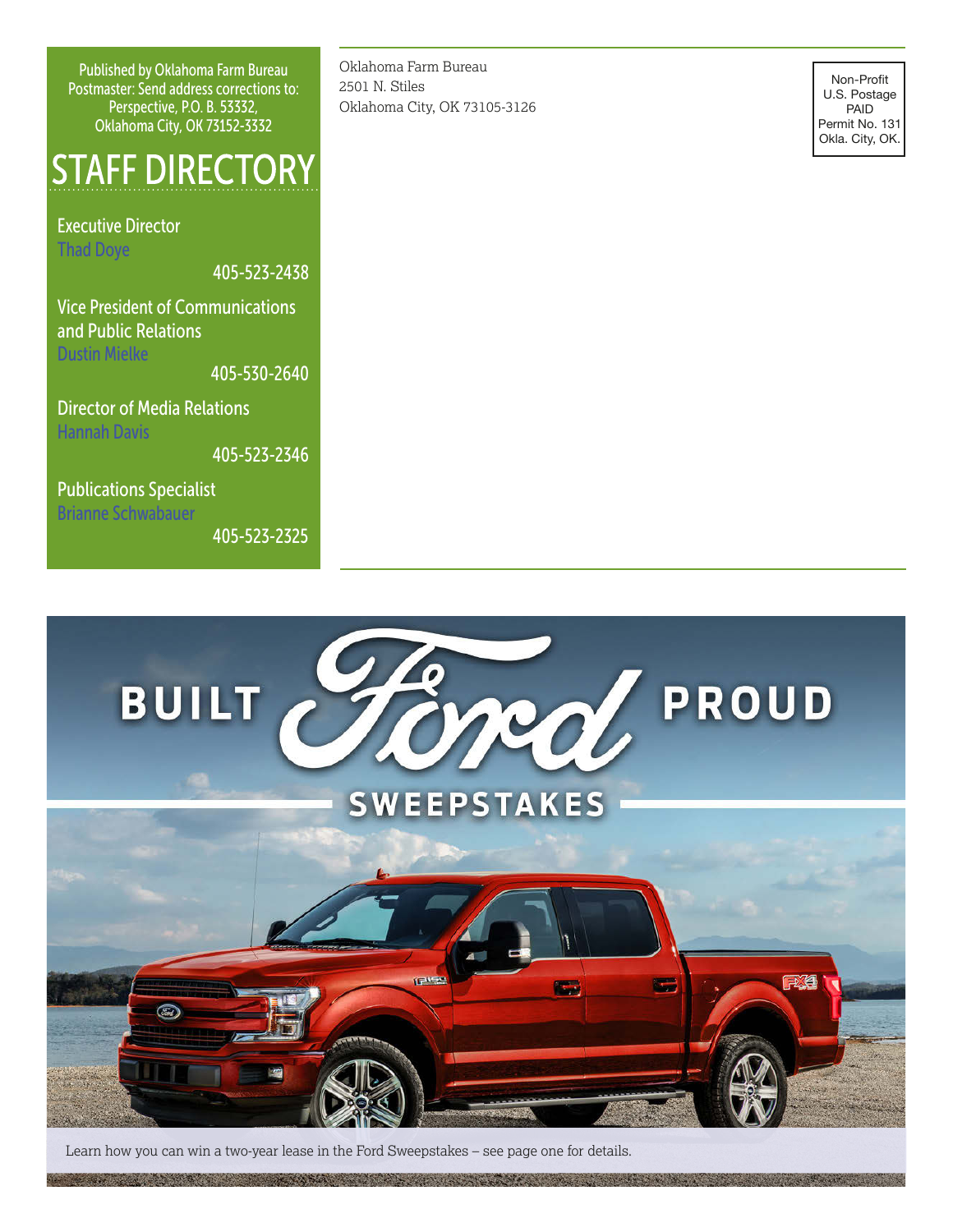Published by Oklahoma Farm Bureau
Postmaster: Send address corrections to:
Perspective, P.O. B. 53332,
Oklahoma City, OK 73152-3332

# STAFF DIRECTORY

**Executive Director**
Thad Doye
405-523-2438

**Vice President of Communications and Public Relations**
Dustin Mielke
405-530-2640

**Director of Media Relations**
Hannah Davis
405-523-2346

**Publications Specialist**
Brianne Schwabauer
405-523-2325

Oklahoma Farm Bureau
2501 N. Stiles
Oklahoma City, OK 73105-3126

Non-Profit
U.S. Postage
PAID
Permit No. 131
Okla. City, OK.

BUILT Ford PROUD
SWEEPSTAKES

Learn how you can win a two-year lease in the Ford Sweepstakes – see page one for details.